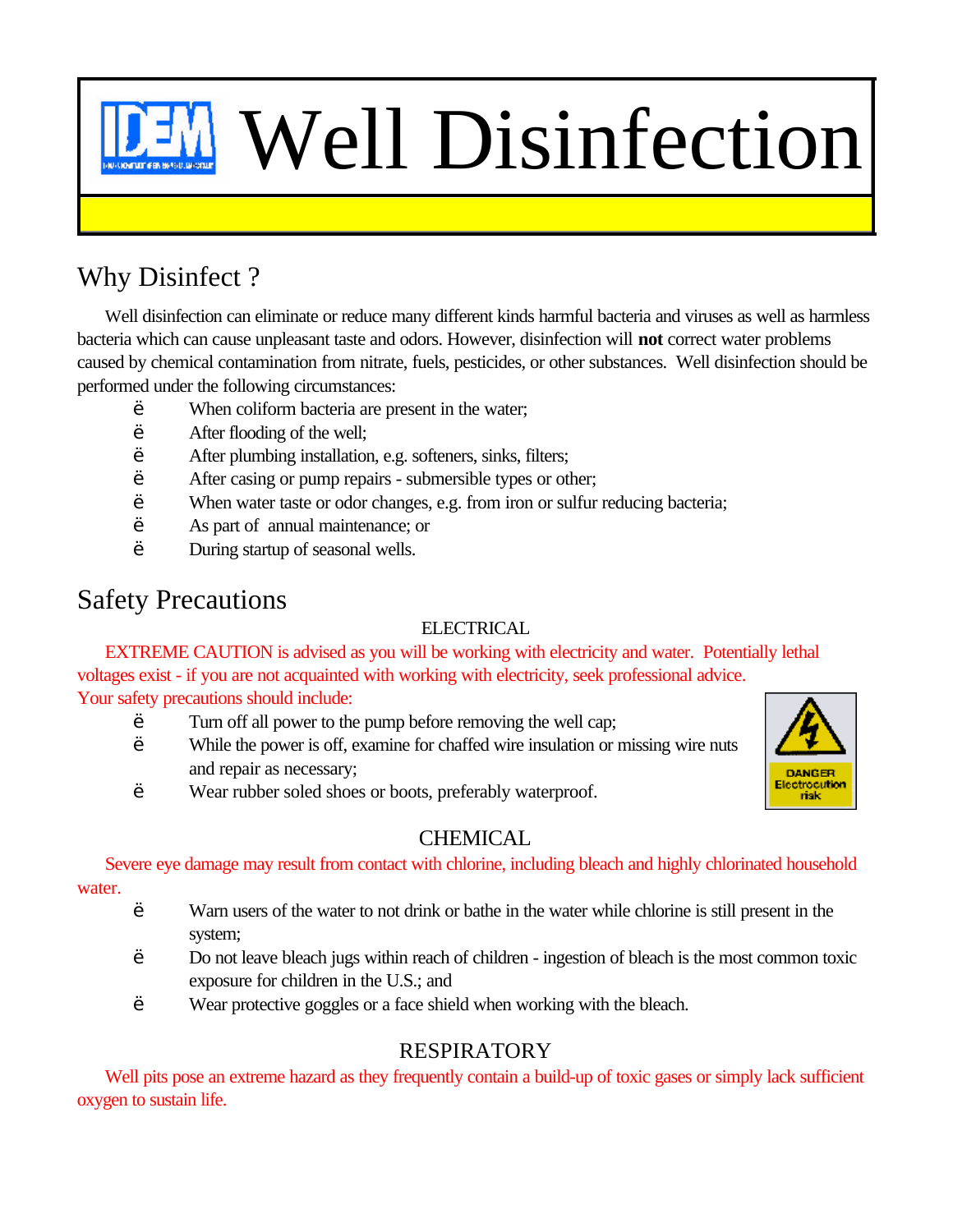# Well Disinfection

## Why Disinfect ?

Well disinfection can eliminate or reduce many different kinds harmful bacteria and viruses as well as harmless bacteria which can cause unpleasant taste and odors. However, disinfection will **not** correct water problems caused by chemical contamination from nitrate, fuels, pesticides, or other substances. Well disinfection should be performed under the following circumstances:

- When coliform bacteria are present in the water;
- After flooding of the well;
- After plumbing installation, e.g. softeners, sinks, filters;
- After casing or pump repairs - submersible types or other;
- When water taste or odor changes, e.g. from iron or sulfur reducing bacteria;
- As part of annual maintenance; or
- During startup of seasonal wells.

## Safety Precautions

### ELECTRICAL

EXTREME CAUTION is advised as you will be working with electricity and water. Potentially lethal voltages exist - if you are not acquainted with working with electricity, seek professional advice. Your safety precautions should include:

- Turn off all power to the pump before removing the well cap;
- While the power is off, examine for chaffed wire insulation or missing wire nuts and repair as necessary;
- Wear rubber soled shoes or boots, preferably waterproof.

DANGER Electrocution risk

### CHEMICAL

Severe eye damage may result from contact with chlorine, including bleach and highly chlorinated household water.

- Warn users of the water to not drink or bathe in the water while chlorine is still present in the system;
- Do not leave bleach jugs within reach of children - ingestion of bleach is the most common toxic exposure for children in the U.S.; and
- Wear protective goggles or a face shield when working with the bleach.

### RESPIRATORY

Well pits pose an extreme hazard as they frequently contain a build-up of toxic gases or simply lack sufficient oxygen to sustain life.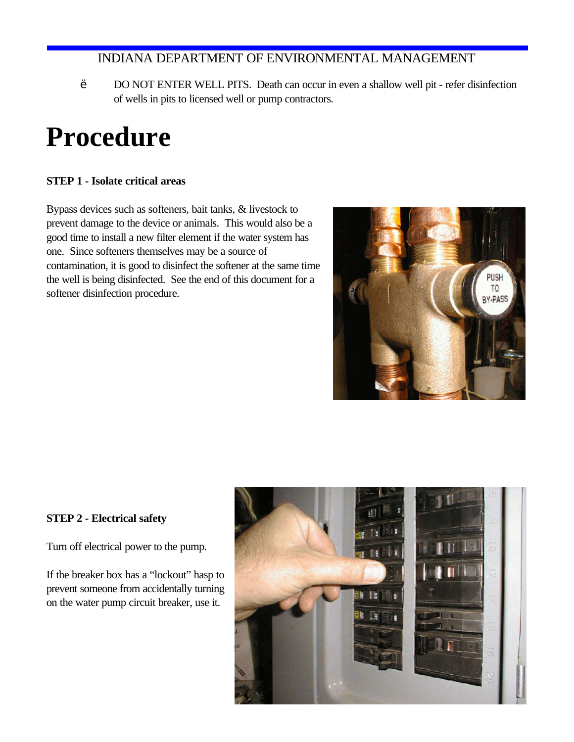- DO NOT ENTER WELL PITS. Death can occur in even a shallow well pit - refer disinfection of wells in pits to licensed well or pump contractors.

# Procedure

**STEP 1 - Isolate critical areas**

Bypass devices such as softeners, bait tanks, & livestock to prevent damage to the device or animals. This would also be a good time to install a new filter element if the water system has one. Since softeners themselves may be a source of contamination, it is good to disinfect the softener at the same time the well is being disinfected. See the end of this document for a softener disinfection procedure.

**STEP 2 - Electrical safety**

Turn off electrical power to the pump.

If the breaker box has a "lockout" hasp to prevent someone from accidentally turning on the water pump circuit breaker, use it.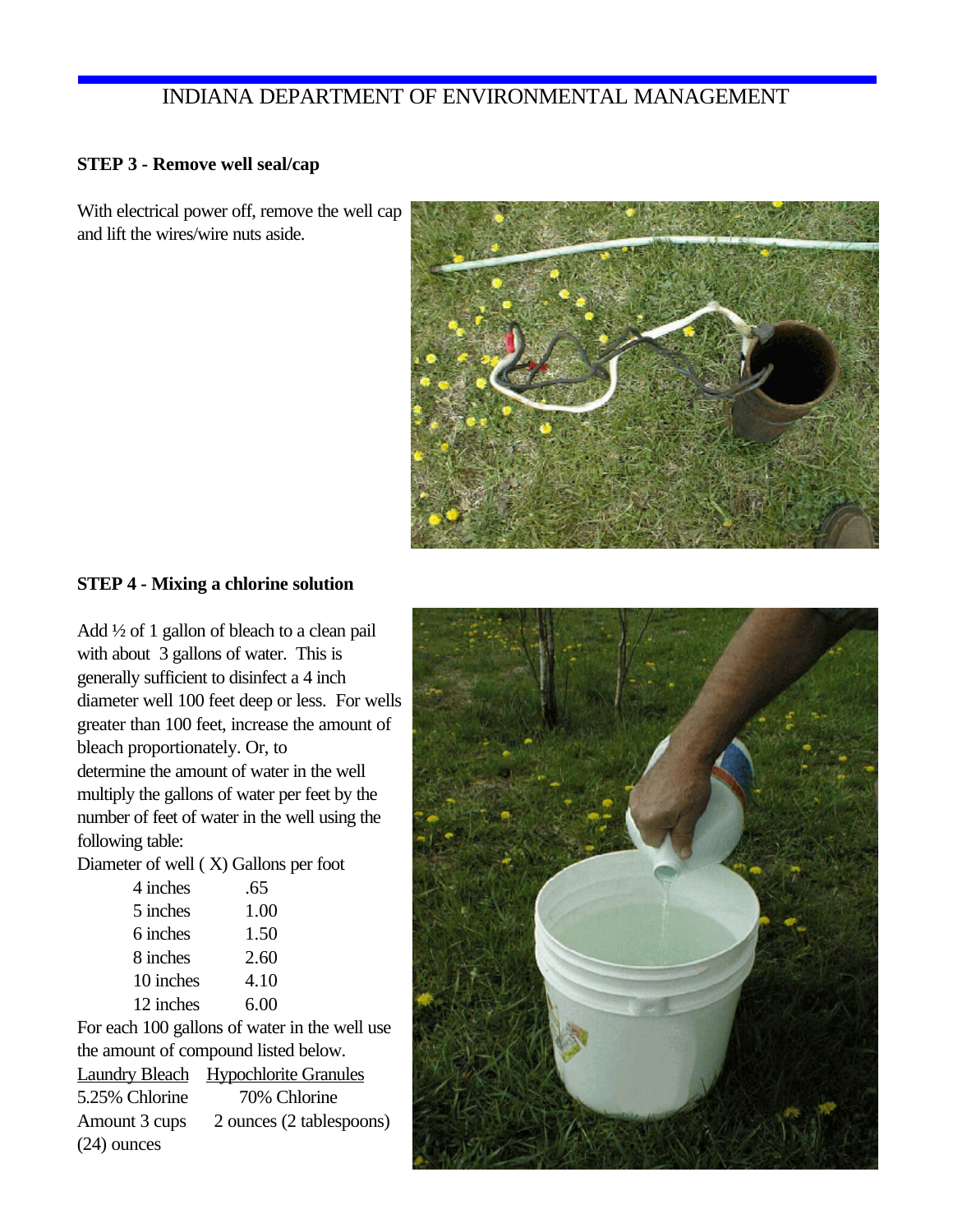INDIANA DEPARTMENT OF ENVIRONMENTAL MANAGEMENT

**STEP 3 - Remove well seal/cap**

With electrical power off, remove the well cap and lift the wires/wire nuts aside.

**STEP 4 - Mixing a chlorine solution**

Add ½ of 1 gallon of bleach to a clean pail with about 3 gallons of water. This is generally sufficient to disinfect a 4 inch diameter well 100 feet deep or less. For wells greater than 100 feet, increase the amount of bleach proportionately. Or, to determine the amount of water in the well multiply the gallons of water per feet by the number of feet of water in the well using the following table:

| Diameter of well ( X) | Gallons per foot |
|---|---|
| 4 inches | .65 |
| 5 inches | 1.00 |
| 6 inches | 1.50 |
| 8 inches | 2.60 |
| 10 inches | 4.10 |
| 12 inches | 6.00 |

For each 100 gallons of water in the well use the amount of compound listed below.

| Laundry Bleach | Hypochlorite Granules |
|---|---|
| 5.25% Chlorine | 70% Chlorine |
| Amount 3 cups (24) ounces | 2 ounces (2 tablespoons) |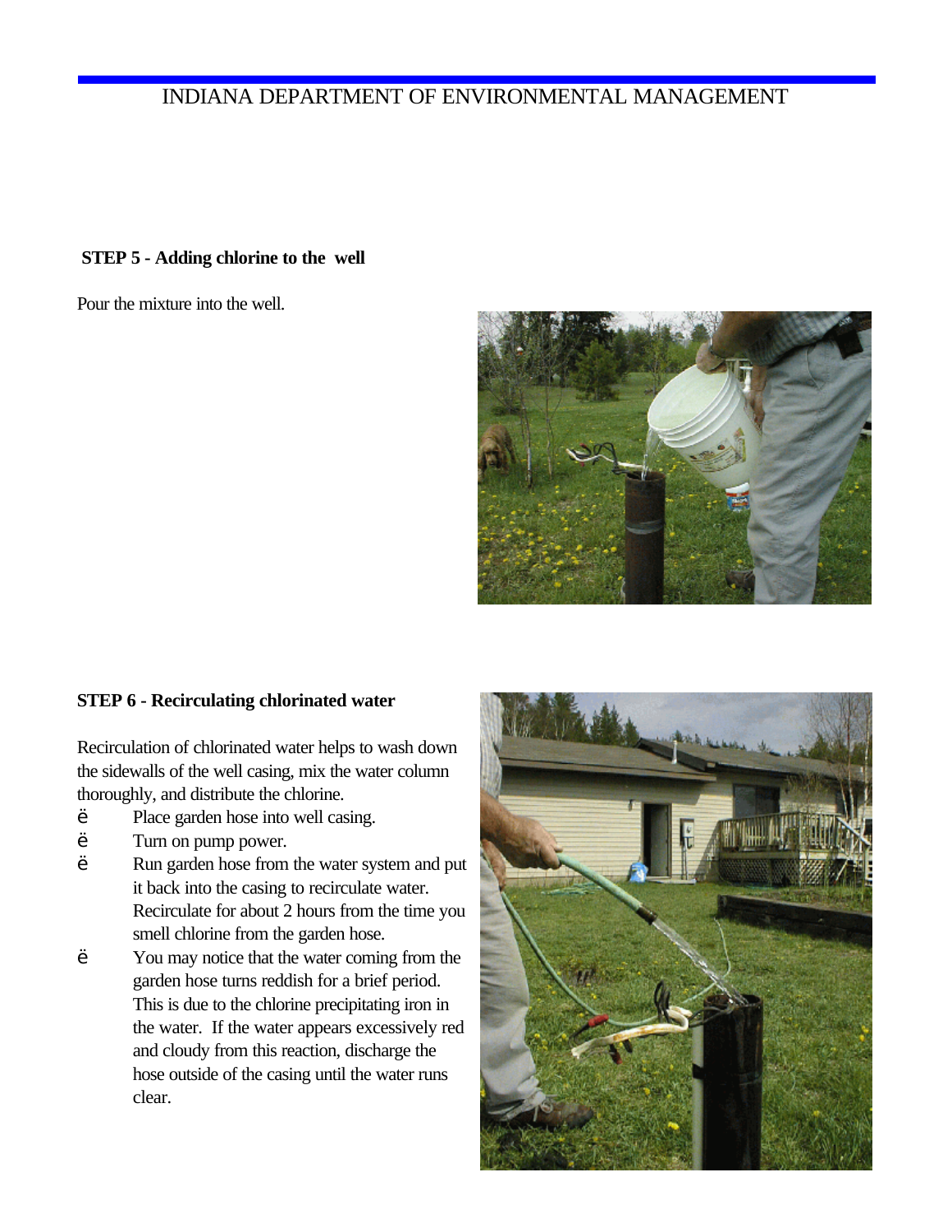### STEP 5 - Adding chlorine to the well

Pour the mixture into the well.

### STEP 6 - Recirculating chlorinated water

Recirculation of chlorinated water helps to wash down the sidewalls of the well casing, mix the water column thoroughly, and distribute the chlorine.

- Place garden hose into well casing.
- Turn on pump power.
- Run garden hose from the water system and put it back into the casing to recirculate water. Recirculate for about 2 hours from the time you smell chlorine from the garden hose.
- You may notice that the water coming from the garden hose turns reddish for a brief period. This is due to the chlorine precipitating iron in the water. If the water appears excessively red and cloudy from this reaction, discharge the hose outside of the casing until the water runs clear.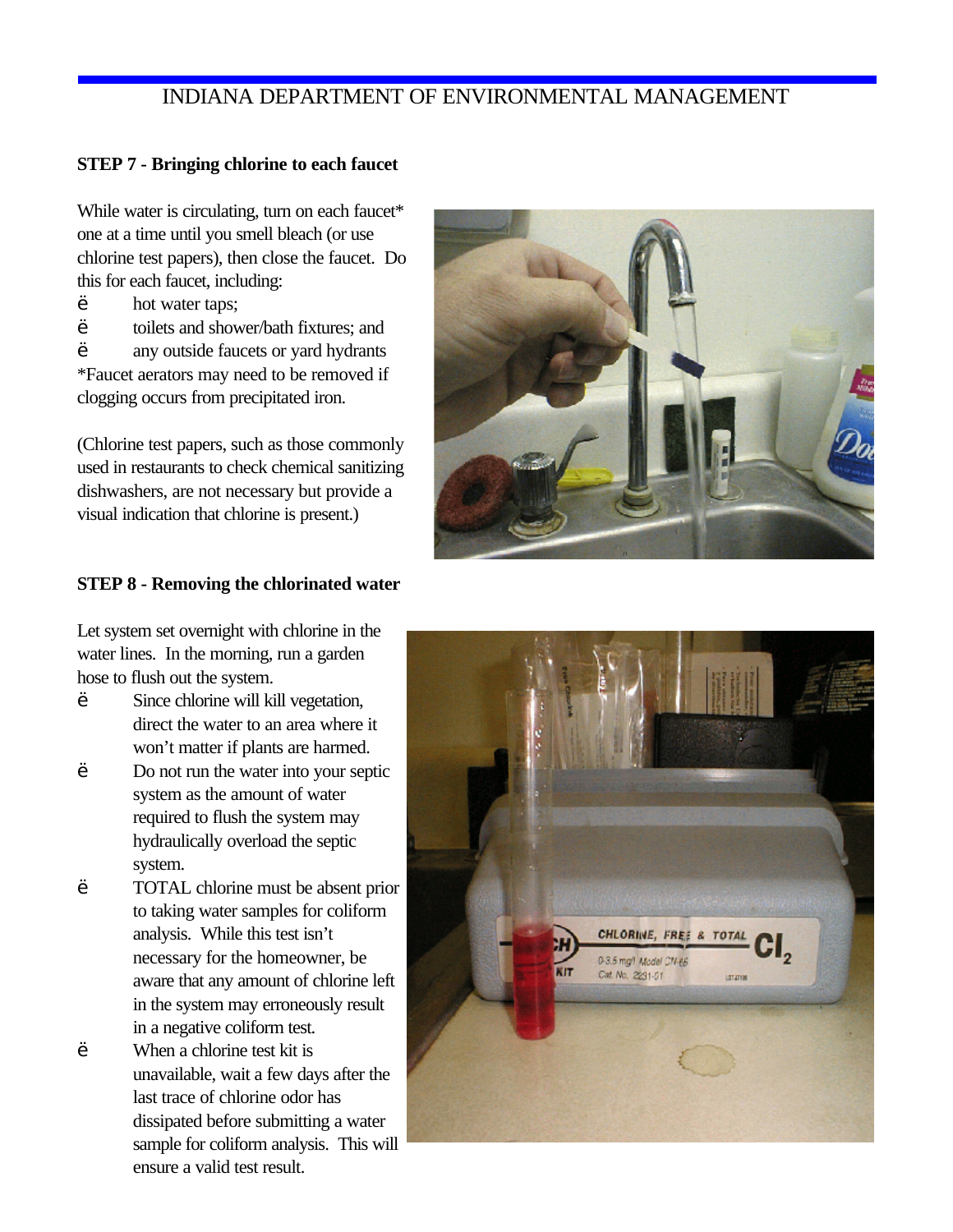INDIANA DEPARTMENT OF ENVIRONMENTAL MANAGEMENT

**STEP 7 - Bringing chlorine to each faucet**

While water is circulating, turn on each faucet* one at a time until you smell bleach (or use chlorine test papers), then close the faucet. Do this for each faucet, including:

- hot water taps;
- toilets and shower/bath fixtures; and
- any outside faucets or yard hydrants

*Faucet aerators may need to be removed if clogging occurs from precipitated iron.

(Chlorine test papers, such as those commonly used in restaurants to check chemical sanitizing dishwashers, are not necessary but provide a visual indication that chlorine is present.)

**STEP 8 - Removing the chlorinated water**

Let system set overnight with chlorine in the water lines. In the morning, run a garden hose to flush out the system.

- Since chlorine will kill vegetation, direct the water to an area where it won't matter if plants are harmed.
- Do not run the water into your septic system as the amount of water required to flush the system may hydraulically overload the septic system.
- TOTAL chlorine must be absent prior to taking water samples for coliform analysis. While this test isn't necessary for the homeowner, be aware that any amount of chlorine left in the system may erroneously result in a negative coliform test.
- When a chlorine test kit is unavailable, wait a few days after the last trace of chlorine odor has dissipated before submitting a water sample for coliform analysis. This will ensure a valid test result.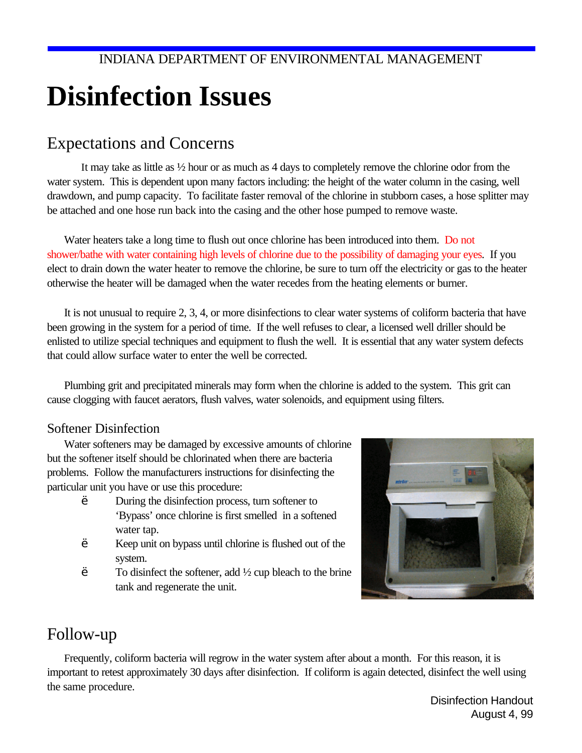INDIANA DEPARTMENT OF ENVIRONMENTAL MANAGEMENT

# Disinfection Issues

## Expectations and Concerns

It may take as little as ½ hour or as much as 4 days to completely remove the chlorine odor from the water system. This is dependent upon many factors including: the height of the water column in the casing, well drawdown, and pump capacity. To facilitate faster removal of the chlorine in stubborn cases, a hose splitter may be attached and one hose run back into the casing and the other hose pumped to remove waste.

Water heaters take a long time to flush out once chlorine has been introduced into them. Do not shower/bathe with water containing high levels of chlorine due to the possibility of damaging your eyes. If you elect to drain down the water heater to remove the chlorine, be sure to turn off the electricity or gas to the heater otherwise the heater will be damaged when the water recedes from the heating elements or burner.

It is not unusual to require 2, 3, 4, or more disinfections to clear water systems of coliform bacteria that have been growing in the system for a period of time. If the well refuses to clear, a licensed well driller should be enlisted to utilize special techniques and equipment to flush the well. It is essential that any water system defects that could allow surface water to enter the well be corrected.

Plumbing grit and precipitated minerals may form when the chlorine is added to the system. This grit can cause clogging with faucet aerators, flush valves, water solenoids, and equipment using filters.

### Softener Disinfection

Water softeners may be damaged by excessive amounts of chlorine but the softener itself should be chlorinated when there are bacteria problems. Follow the manufacturers instructions for disinfecting the particular unit you have or use this procedure:

- During the disinfection process, turn softener to 'Bypass' once chlorine is first smelled in a softened water tap.
- Keep unit on bypass until chlorine is flushed out of the system.
- To disinfect the softener, add ½ cup bleach to the brine tank and regenerate the unit.

## Follow-up

Frequently, coliform bacteria will regrow in the water system after about a month. For this reason, it is important to retest approximately 30 days after disinfection. If coliform is again detected, disinfect the well using the same procedure.

Disinfection Handout
August 4, 99